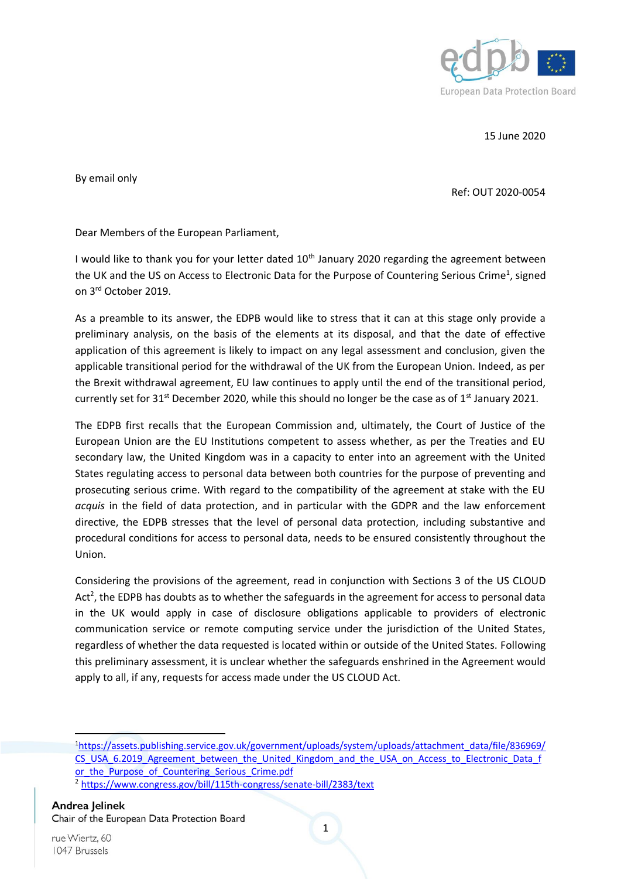15 June 2020

By email only

Ref: OUT 2020-0054

Dear Members of the European Parliament,

I would like to thank you for your letter dated 10th January 2020 regarding the agreement between the UK and the US on Access to Electronic Data for the Purpose of Countering Serious Crime[1], signed on 3rd October 2019.

As a preamble to its answer, the EDPB would like to stress that it can at this stage only provide a preliminary analysis, on the basis of the elements at its disposal, and that the date of effective application of this agreement is likely to impact on any legal assessment and conclusion, given the applicable transitional period for the withdrawal of the UK from the European Union. Indeed, as per the Brexit withdrawal agreement, EU law continues to apply until the end of the transitional period, currently set for 31st December 2020, while this should no longer be the case as of 1st January 2021.

The EDPB first recalls that the European Commission and, ultimately, the Court of Justice of the European Union are the EU Institutions competent to assess whether, as per the Treaties and EU secondary law, the United Kingdom was in a capacity to enter into an agreement with the United States regulating access to personal data between both countries for the purpose of preventing and prosecuting serious crime. With regard to the compatibility of the agreement at stake with the EU *acquis* in the field of data protection, and in particular with the GDPR and the law enforcement directive, the EDPB stresses that the level of personal data protection, including substantive and procedural conditions for access to personal data, needs to be ensured consistently throughout the Union.

Considering the provisions of the agreement, read in conjunction with Sections 3 of the US CLOUD Act[2], the EDPB has doubts as to whether the safeguards in the agreement for access to personal data in the UK would apply in case of disclosure obligations applicable to providers of electronic communication service or remote computing service under the jurisdiction of the United States, regardless of whether the data requested is located within or outside of the United States. Following this preliminary assessment, it is unclear whether the safeguards enshrined in the Agreement would apply to all, if any, requests for access made under the US CLOUD Act.

---

[1] https://assets.publishing.service.gov.uk/government/uploads/system/uploads/attachment_data/file/836969/CS_USA_6.2019_Agreement_between_the_United_Kingdom_and_the_USA_on_Access_to_Electronic_Data_for_the_Purpose_of_Countering_Serious_Crime.pdf

[2] https://www.congress.gov/bill/115th-congress/senate-bill/2383/text

Andrea Jelinek
Chair of the European Data Protection Board

rue Wiertz, 60
1047 Brussels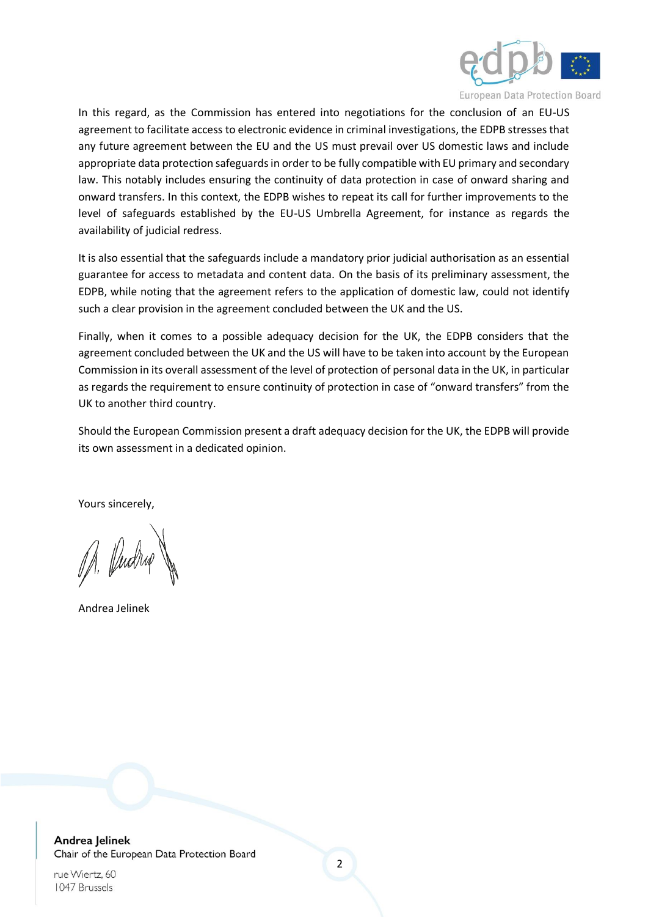In this regard, as the Commission has entered into negotiations for the conclusion of an EU-US agreement to facilitate access to electronic evidence in criminal investigations, the EDPB stresses that any future agreement between the EU and the US must prevail over US domestic laws and include appropriate data protection safeguards in order to be fully compatible with EU primary and secondary law. This notably includes ensuring the continuity of data protection in case of onward sharing and onward transfers. In this context, the EDPB wishes to repeat its call for further improvements to the level of safeguards established by the EU-US Umbrella Agreement, for instance as regards the availability of judicial redress.

It is also essential that the safeguards include a mandatory prior judicial authorisation as an essential guarantee for access to metadata and content data. On the basis of its preliminary assessment, the EDPB, while noting that the agreement refers to the application of domestic law, could not identify such a clear provision in the agreement concluded between the UK and the US.

Finally, when it comes to a possible adequacy decision for the UK, the EDPB considers that the agreement concluded between the UK and the US will have to be taken into account by the European Commission in its overall assessment of the level of protection of personal data in the UK, in particular as regards the requirement to ensure continuity of protection in case of "onward transfers" from the UK to another third country.

Should the European Commission present a draft adequacy decision for the UK, the EDPB will provide its own assessment in a dedicated opinion.

Yours sincerely,

Andrea Jelinek

**Andrea Jelinek**
Chair of the European Data Protection Board

rue Wiertz, 60
1047 Brussels